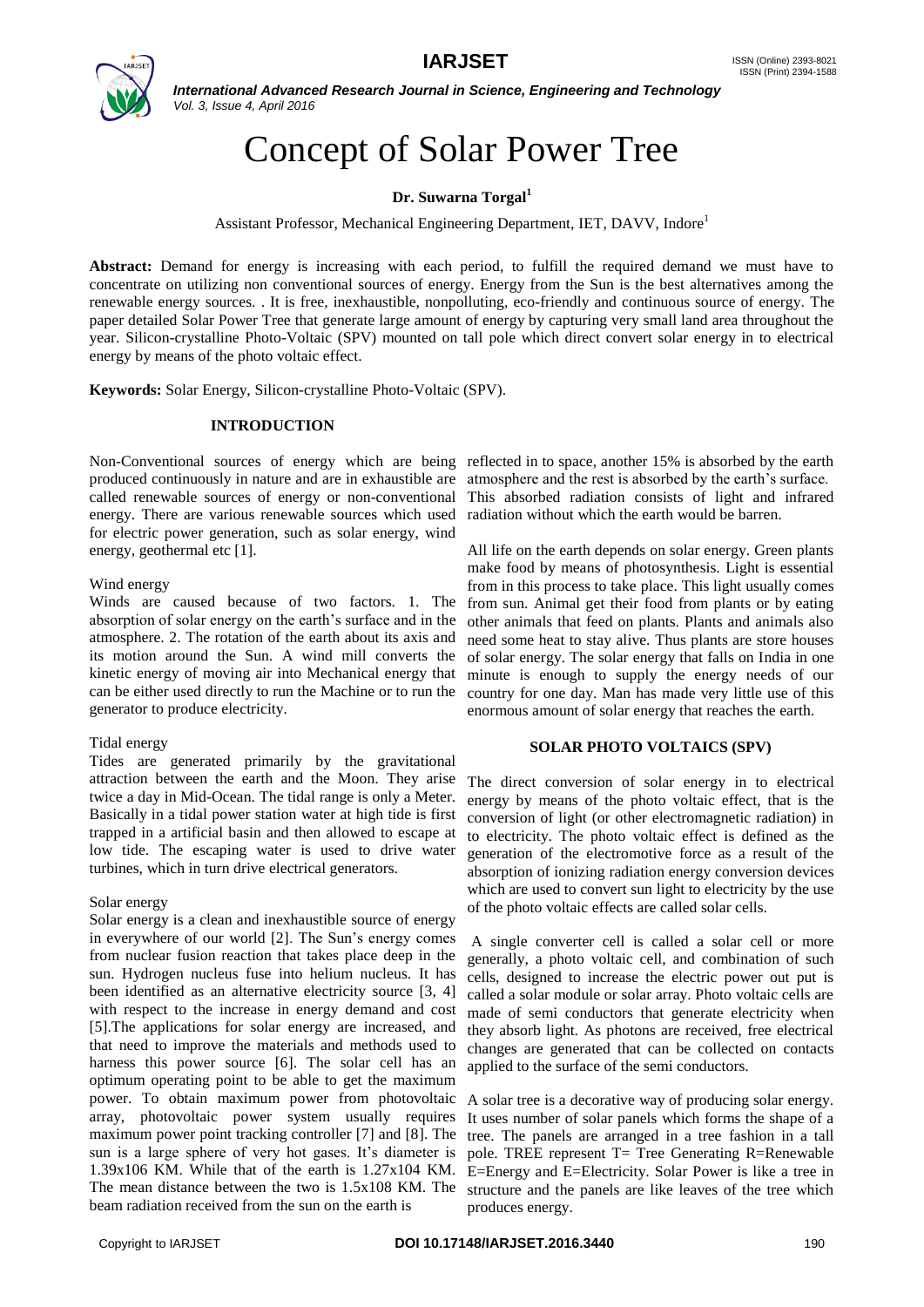# Concept of Solar Power Tree

**Dr. Suwarna Torgal**[1]

Assistant Professor, Mechanical Engineering Department, IET, DAVV, Indore[1]

**Abstract:** Demand for energy is increasing with each period, to fulfill the required demand we must have to concentrate on utilizing non conventional sources of energy. Energy from the Sun is the best alternatives among the renewable energy sources. . It is free, inexhaustible, nonpolluting, eco-friendly and continuous source of energy. The paper detailed Solar Power Tree that generate large amount of energy by capturing very small land area throughout the year. Silicon-crystalline Photo-Voltaic (SPV) mounted on tall pole which direct convert solar energy in to electrical energy by means of the photo voltaic effect.

**Keywords:** Solar Energy, Silicon-crystalline Photo-Voltaic (SPV).

## INTRODUCTION

Non-Conventional sources of energy which are being produced continuously in nature and are in exhaustible are called renewable sources of energy or non-conventional energy. There are various renewable sources which used for electric power generation, such as solar energy, wind energy, geothermal etc [1].

Wind energy

Winds are caused because of two factors. 1. The absorption of solar energy on the earth's surface and in the atmosphere. 2. The rotation of the earth about its axis and its motion around the Sun. A wind mill converts the kinetic energy of moving air into Mechanical energy that can be either used directly to run the Machine or to run the generator to produce electricity.

Tidal energy

Tides are generated primarily by the gravitational attraction between the earth and the Moon. They arise twice a day in Mid-Ocean. The tidal range is only a Meter. Basically in a tidal power station water at high tide is first trapped in a artificial basin and then allowed to escape at low tide. The escaping water is used to drive water turbines, which in turn drive electrical generators.

Solar energy

Solar energy is a clean and inexhaustible source of energy in everywhere of our world [2]. The Sun's energy comes from nuclear fusion reaction that takes place deep in the sun. Hydrogen nucleus fuse into helium nucleus. It has been identified as an alternative electricity source [3, 4] with respect to the increase in energy demand and cost [5].The applications for solar energy are increased, and that need to improve the materials and methods used to harness this power source [6]. The solar cell has an optimum operating point to be able to get the maximum power. To obtain maximum power from photovoltaic array, photovoltaic power system usually requires maximum power point tracking controller [7] and [8]. The sun is a large sphere of very hot gases. It's diameter is 1.39x106 KM. While that of the earth is 1.27x104 KM. The mean distance between the two is 1.5x108 KM. The beam radiation received from the sun on the earth is reflected in to space, another 15% is absorbed by the earth atmosphere and the rest is absorbed by the earth's surface. This absorbed radiation consists of light and infrared radiation without which the earth would be barren.

All life on the earth depends on solar energy. Green plants make food by means of photosynthesis. Light is essential from in this process to take place. This light usually comes from sun. Animal get their food from plants or by eating other animals that feed on plants. Plants and animals also need some heat to stay alive. Thus plants are store houses of solar energy. The solar energy that falls on India in one minute is enough to supply the energy needs of our country for one day. Man has made very little use of this enormous amount of solar energy that reaches the earth.

## SOLAR PHOTO VOLTAICS (SPV)

The direct conversion of solar energy in to electrical energy by means of the photo voltaic effect, that is the conversion of light (or other electromagnetic radiation) in to electricity. The photo voltaic effect is defined as the generation of the electromotive force as a result of the absorption of ionizing radiation energy conversion devices which are used to convert sun light to electricity by the use of the photo voltaic effects are called solar cells.

A single converter cell is called a solar cell or more generally, a photo voltaic cell, and combination of such cells, designed to increase the electric power out put is called a solar module or solar array. Photo voltaic cells are made of semi conductors that generate electricity when they absorb light. As photons are received, free electrical changes are generated that can be collected on contacts applied to the surface of the semi conductors.

A solar tree is a decorative way of producing solar energy. It uses number of solar panels which forms the shape of a tree. The panels are arranged in a tree fashion in a tall pole. TREE represent T= Tree Generating R=Renewable E=Energy and E=Electricity. Solar Power is like a tree in structure and the panels are like leaves of the tree which produces energy.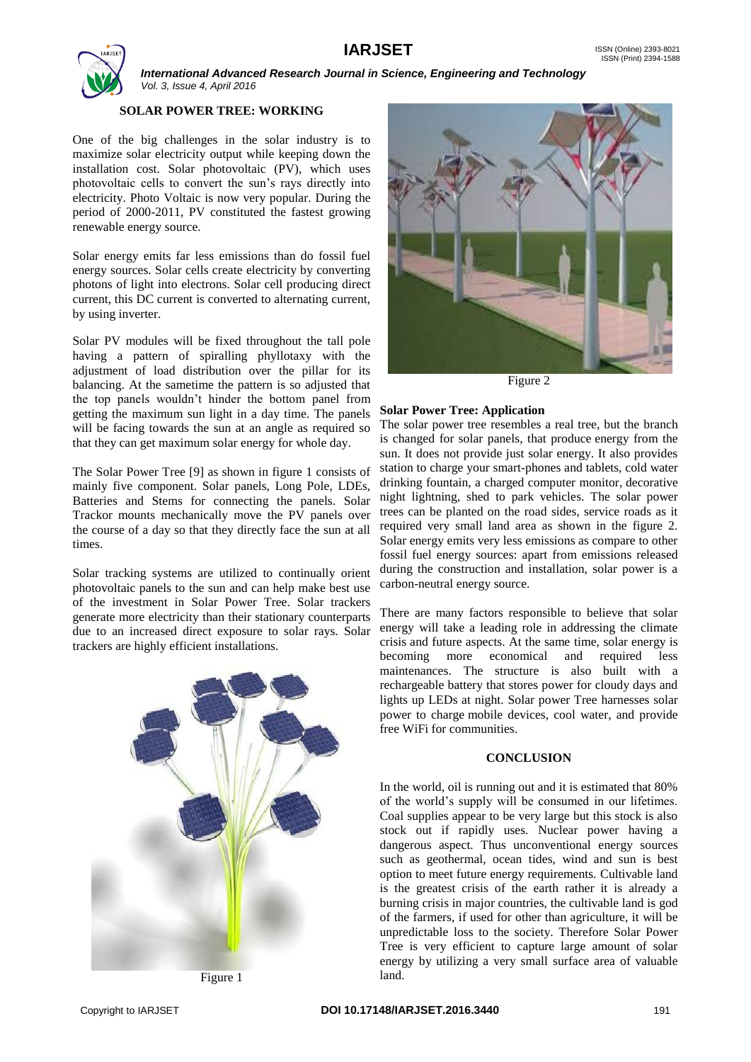## SOLAR POWER TREE: WORKING

One of the big challenges in the solar industry is to maximize solar electricity output while keeping down the installation cost. Solar photovoltaic (PV), which uses photovoltaic cells to convert the sun's rays directly into electricity. Photo Voltaic is now very popular. During the period of 2000-2011, PV constituted the fastest growing renewable energy source.

Solar energy emits far less emissions than do fossil fuel energy sources. Solar cells create electricity by converting photons of light into electrons. Solar cell producing direct current, this DC current is converted to alternating current, by using inverter.

Solar PV modules will be fixed throughout the tall pole having a pattern of spiralling phyllotaxy with the adjustment of load distribution over the pillar for its balancing. At the sametime the pattern is so adjusted that the top panels wouldn't hinder the bottom panel from getting the maximum sun light in a day time. The panels will be facing towards the sun at an angle as required so that they can get maximum solar energy for whole day.

The Solar Power Tree [9] as shown in figure 1 consists of mainly five component. Solar panels, Long Pole, LDEs, Batteries and Stems for connecting the panels. Solar Trackor mounts mechanically move the PV panels over the course of a day so that they directly face the sun at all times.

Solar tracking systems are utilized to continually orient photovoltaic panels to the sun and can help make best use of the investment in Solar Power Tree. Solar trackers generate more electricity than their stationary counterparts due to an increased direct exposure to solar rays. Solar trackers are highly efficient installations.

Figure 1

Figure 2

### Solar Power Tree: Application

The solar power tree resembles a real tree, but the branch is changed for solar panels, that produce energy from the sun. It does not provide just solar energy. It also provides station to charge your smart-phones and tablets, cold water drinking fountain, a charged computer monitor, decorative night lightning, shed to park vehicles. The solar power trees can be planted on the road sides, service roads as it required very small land area as shown in the figure 2. Solar energy emits very less emissions as compare to other fossil fuel energy sources: apart from emissions released during the construction and installation, solar power is a carbon-neutral energy source.

There are many factors responsible to believe that solar energy will take a leading role in addressing the climate crisis and future aspects. At the same time, solar energy is becoming more economical and required less maintenances. The structure is also built with a rechargeable battery that stores power for cloudy days and lights up LEDs at night. Solar power Tree harnesses solar power to charge mobile devices, cool water, and provide free WiFi for communities.

## CONCLUSION

In the world, oil is running out and it is estimated that 80% of the world's supply will be consumed in our lifetimes. Coal supplies appear to be very large but this stock is also stock out if rapidly uses. Nuclear power having a dangerous aspect. Thus unconventional energy sources such as geothermal, ocean tides, wind and sun is best option to meet future energy requirements. Cultivable land is the greatest crisis of the earth rather it is already a burning crisis in major countries, the cultivable land is god of the farmers, if used for other than agriculture, it will be unpredictable loss to the society. Therefore Solar Power Tree is very efficient to capture large amount of solar energy by utilizing a very small surface area of valuable land.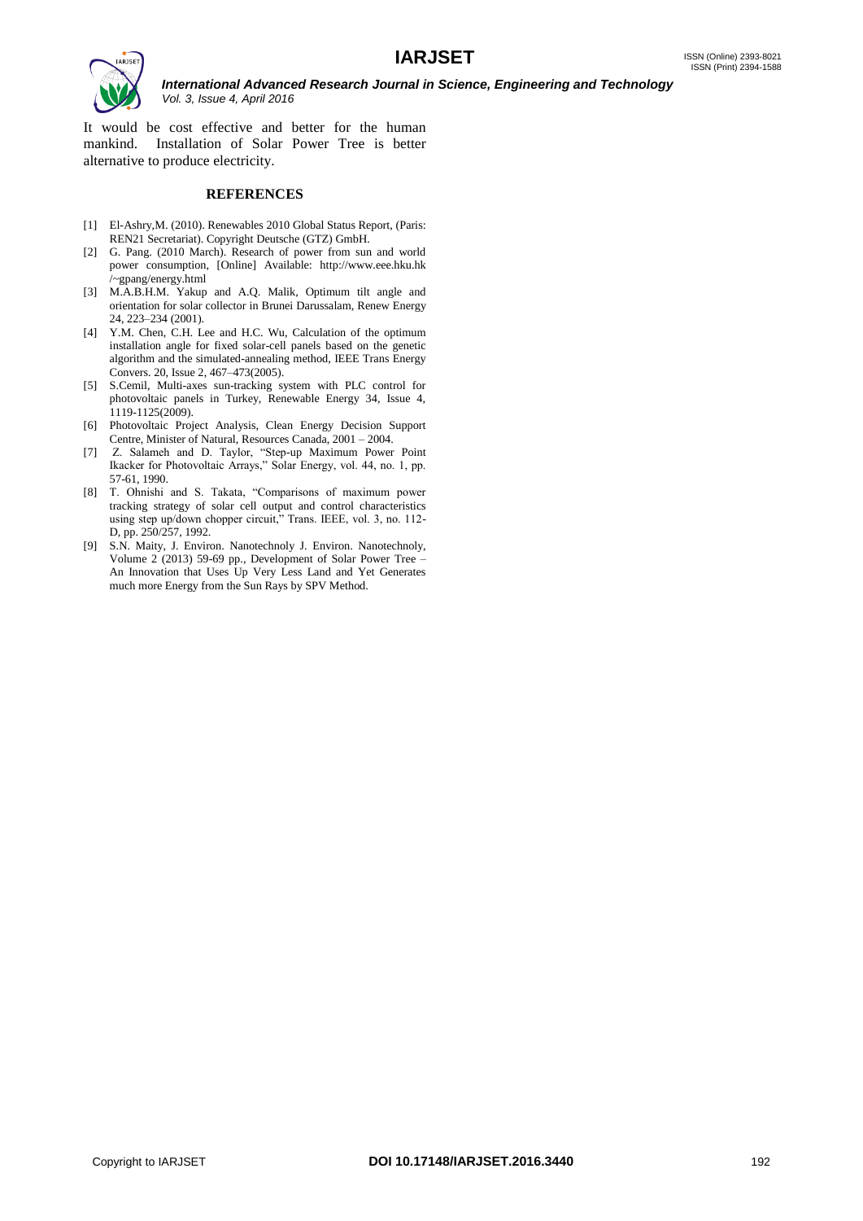It would be cost effective and better for the human mankind. Installation of Solar Power Tree is better alternative to produce electricity.

## REFERENCES

[1] El-Ashry,M. (2010). Renewables 2010 Global Status Report, (Paris: REN21 Secretariat). Copyright Deutsche (GTZ) GmbH.

[2] G. Pang. (2010 March). Research of power from sun and world power consumption, [Online] Available: http://www.eee.hku.hk /~gpang/energy.html

[3] M.A.B.H.M. Yakup and A.Q. Malik, Optimum tilt angle and orientation for solar collector in Brunei Darussalam, Renew Energy 24, 223–234 (2001).

[4] Y.M. Chen, C.H. Lee and H.C. Wu, Calculation of the optimum installation angle for fixed solar-cell panels based on the genetic algorithm and the simulated-annealing method, IEEE Trans Energy Convers. 20, Issue 2, 467–473(2005).

[5] S.Cemil, Multi-axes sun-tracking system with PLC control for photovoltaic panels in Turkey, Renewable Energy 34, Issue 4, 1119-1125(2009).

[6] Photovoltaic Project Analysis, Clean Energy Decision Support Centre, Minister of Natural, Resources Canada, 2001 – 2004.

[7] Z. Salameh and D. Taylor, "Step-up Maximum Power Point Ikacker for Photovoltaic Arrays," Solar Energy, vol. 44, no. 1, pp. 57-61, 1990.

[8] T. Ohnishi and S. Takata, "Comparisons of maximum power tracking strategy of solar cell output and control characteristics using step up/down chopper circuit," Trans. IEEE, vol. 3, no. 112-D, pp. 250/257, 1992.

[9] S.N. Maity, J. Environ. Nanotechnoly J. Environ. Nanotechnoly, Volume 2 (2013) 59-69 pp., Development of Solar Power Tree – An Innovation that Uses Up Very Less Land and Yet Generates much more Energy from the Sun Rays by SPV Method.